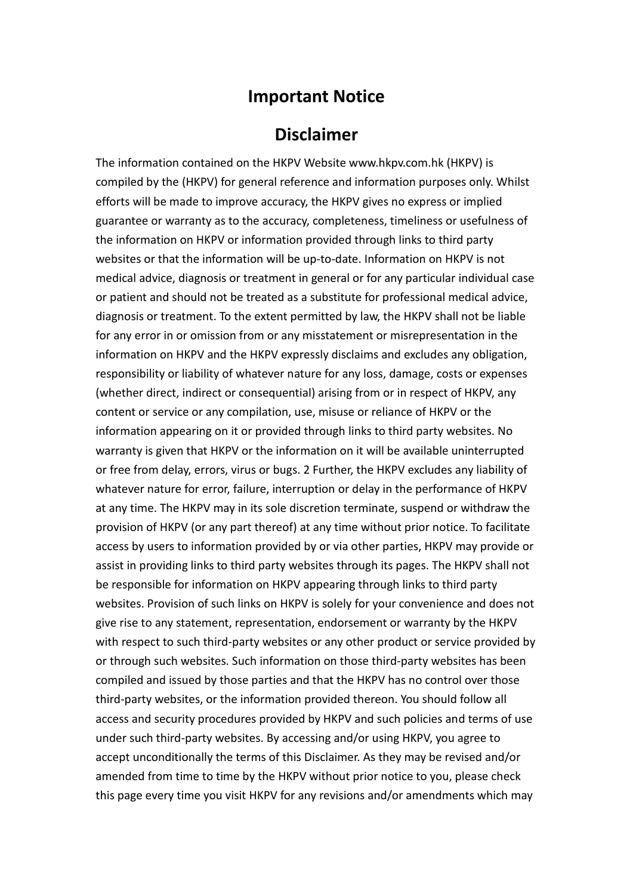# Important Notice

# Disclaimer

The information contained on the HKPV Website www.hkpv.com.hk (HKPV) is compiled by the (HKPV) for general reference and information purposes only. Whilst efforts will be made to improve accuracy, the HKPV gives no express or implied guarantee or warranty as to the accuracy, completeness, timeliness or usefulness of the information on HKPV or information provided through links to third party websites or that the information will be up-to-date. Information on HKPV is not medical advice, diagnosis or treatment in general or for any particular individual case or patient and should not be treated as a substitute for professional medical advice, diagnosis or treatment. To the extent permitted by law, the HKPV shall not be liable for any error in or omission from or any misstatement or misrepresentation in the information on HKPV and the HKPV expressly disclaims and excludes any obligation, responsibility or liability of whatever nature for any loss, damage, costs or expenses (whether direct, indirect or consequential) arising from or in respect of HKPV, any content or service or any compilation, use, misuse or reliance of HKPV or the information appearing on it or provided through links to third party websites. No warranty is given that HKPV or the information on it will be available uninterrupted or free from delay, errors, virus or bugs. 2 Further, the HKPV excludes any liability of whatever nature for error, failure, interruption or delay in the performance of HKPV at any time. The HKPV may in its sole discretion terminate, suspend or withdraw the provision of HKPV (or any part thereof) at any time without prior notice. To facilitate access by users to information provided by or via other parties, HKPV may provide or assist in providing links to third party websites through its pages. The HKPV shall not be responsible for information on HKPV appearing through links to third party websites. Provision of such links on HKPV is solely for your convenience and does not give rise to any statement, representation, endorsement or warranty by the HKPV with respect to such third-party websites or any other product or service provided by or through such websites. Such information on those third-party websites has been compiled and issued by those parties and that the HKPV has no control over those third-party websites, or the information provided thereon. You should follow all access and security procedures provided by HKPV and such policies and terms of use under such third-party websites. By accessing and/or using HKPV, you agree to accept unconditionally the terms of this Disclaimer. As they may be revised and/or amended from time to time by the HKPV without prior notice to you, please check this page every time you visit HKPV for any revisions and/or amendments which may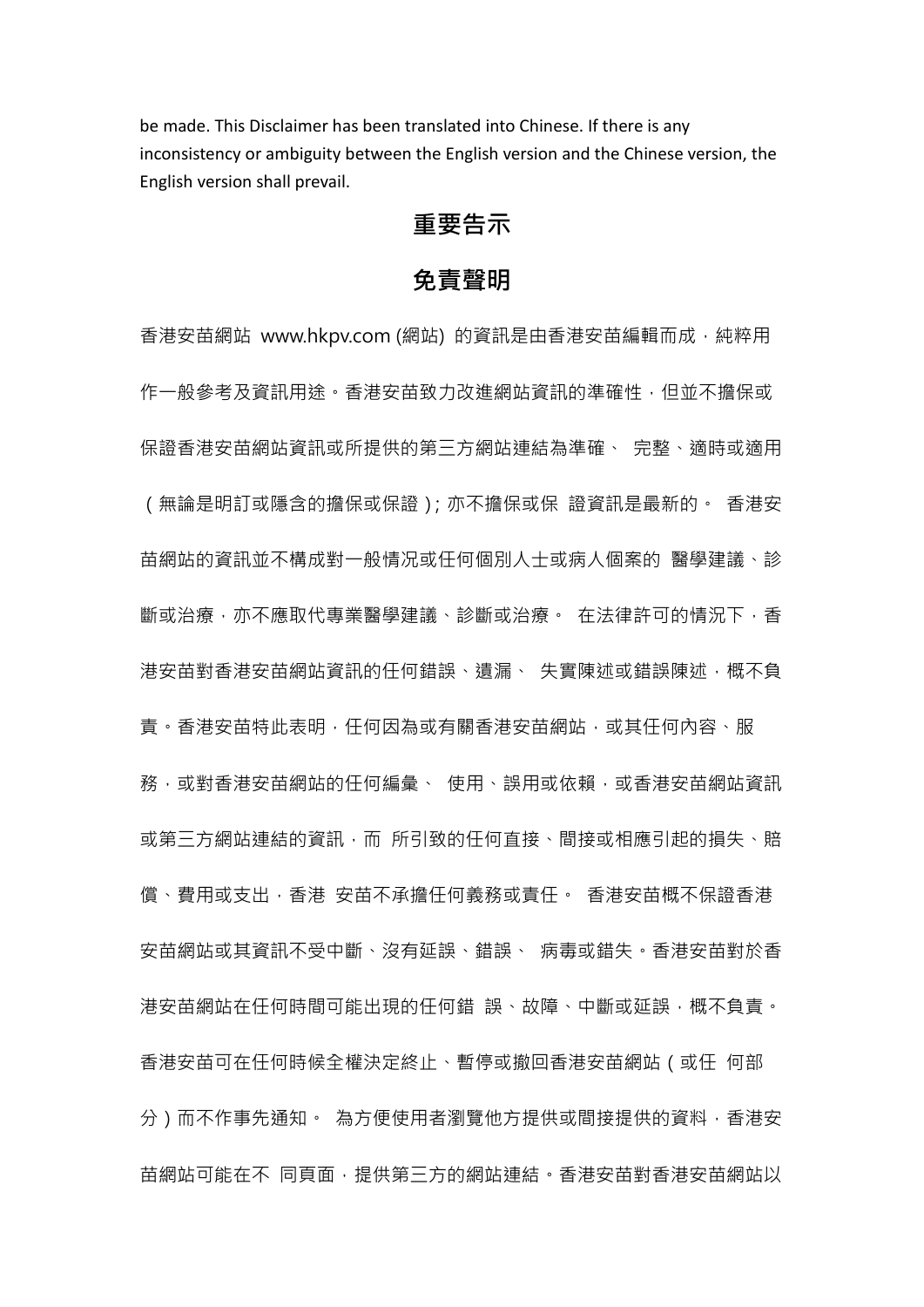be made. This Disclaimer has been translated into Chinese. If there is any inconsistency or ambiguity between the English version and the Chinese version, the English version shall prevail.

## 重要告示

## 免責聲明

香港安苗網站 www.hkpv.com (網站) 的資訊是由香港安苗編輯而成，純粹用作一般參考及資訊用途。香港安苗致力改進網站資訊的準確性，但並不擔保或保證香港安苗網站資訊或所提供的第三方網站連結為準確、 完整、適時或適用（無論是明訂或隱含的擔保或保證）; 亦不擔保或保 證資訊是最新的。 香港安苗網站的資訊並不構成對一般情況或任何個別人士或病人個案的 醫學建議、診斷或治療，亦不應取代專業醫學建議、診斷或治療。 在法律許可的情況下，香港安苗對香港安苗網站資訊的任何錯誤、遺漏、 失實陳述或錯誤陳述，概不負責。香港安苗特此表明，任何因為或有關香港安苗網站，或其任何內容、服務，或對香港安苗網站的任何編彙、 使用、誤用或依賴，或香港安苗網站資訊或第三方網站連結的資訊，而 所引致的任何直接、間接或相應引起的損失、賠償、費用或支出，香港 安苗不承擔任何義務或責任。 香港安苗概不保證香港安苗網站或其資訊不受中斷、沒有延誤、錯誤、 病毒或錯失。香港安苗對於香港安苗網站在任何時間可能出現的任何錯 誤、故障、中斷或延誤，概不負責。香港安苗可在任何時候全權決定終止、暫停或撤回香港安苗網站（或任 何部分）而不作事先通知。 為方便使用者瀏覽他方提供或間接提供的資料，香港安苗網站可能在不 同頁面，提供第三方的網站連結。香港安苗對香港安苗網站以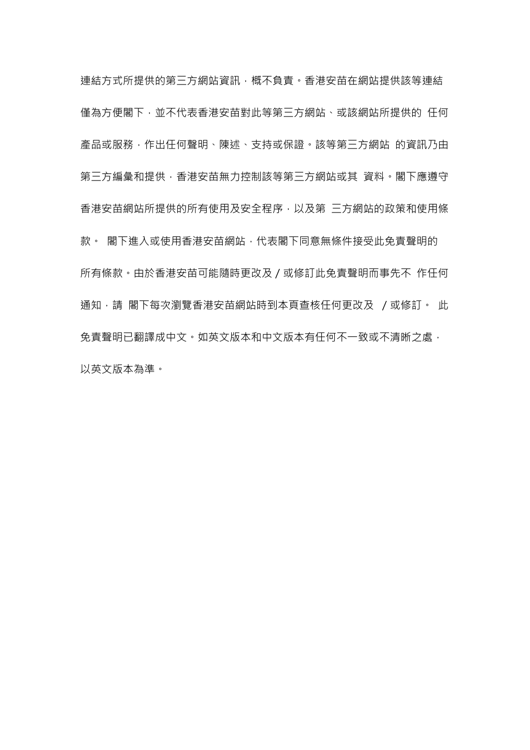連結方式所提供的第三方網站資訊，概不負責。香港安苗在網站提供該等連結僅為方便閣下，並不代表香港安苗對此等第三方網站、或該網站所提供的 任何產品或服務，作出任何聲明、陳述、支持或保證。該等第三方網站 的資訊乃由第三方編彙和提供，香港安苗無力控制該等第三方網站或其 資料。閣下應遵守香港安苗網站所提供的所有使用及安全程序，以及第 三方網站的政策和使用條款。 閣下進入或使用香港安苗網站，代表閣下同意無條件接受此免責聲明的所有條款。由於香港安苗可能隨時更改及 / 或修訂此免責聲明而事先不 作任何通知，請 閣下每次瀏覽香港安苗網站時到本頁查核任何更改及 / 或修訂。 此免責聲明已翻譯成中文。如英文版本和中文版本有任何不一致或不清晰之處，以英文版本為準。